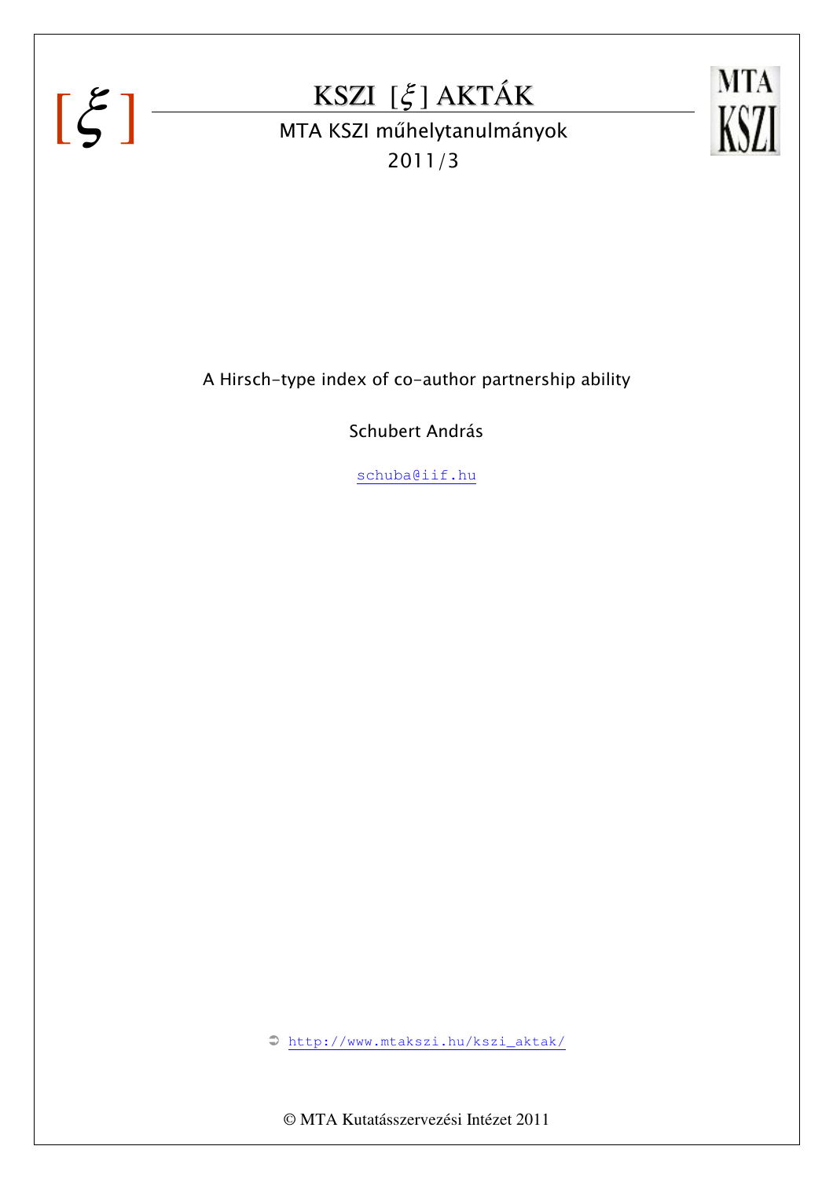# KSZI [$\xi$] AKTÁK

MTA KSZI műhelytanulmányok

2011/3

A Hirsch-type index of co-author partnership ability

Schubert András

schuba@iif.hu

http://www.mtakszi.hu/kszi_aktak/

© MTA Kutatásszervezési Intézet 2011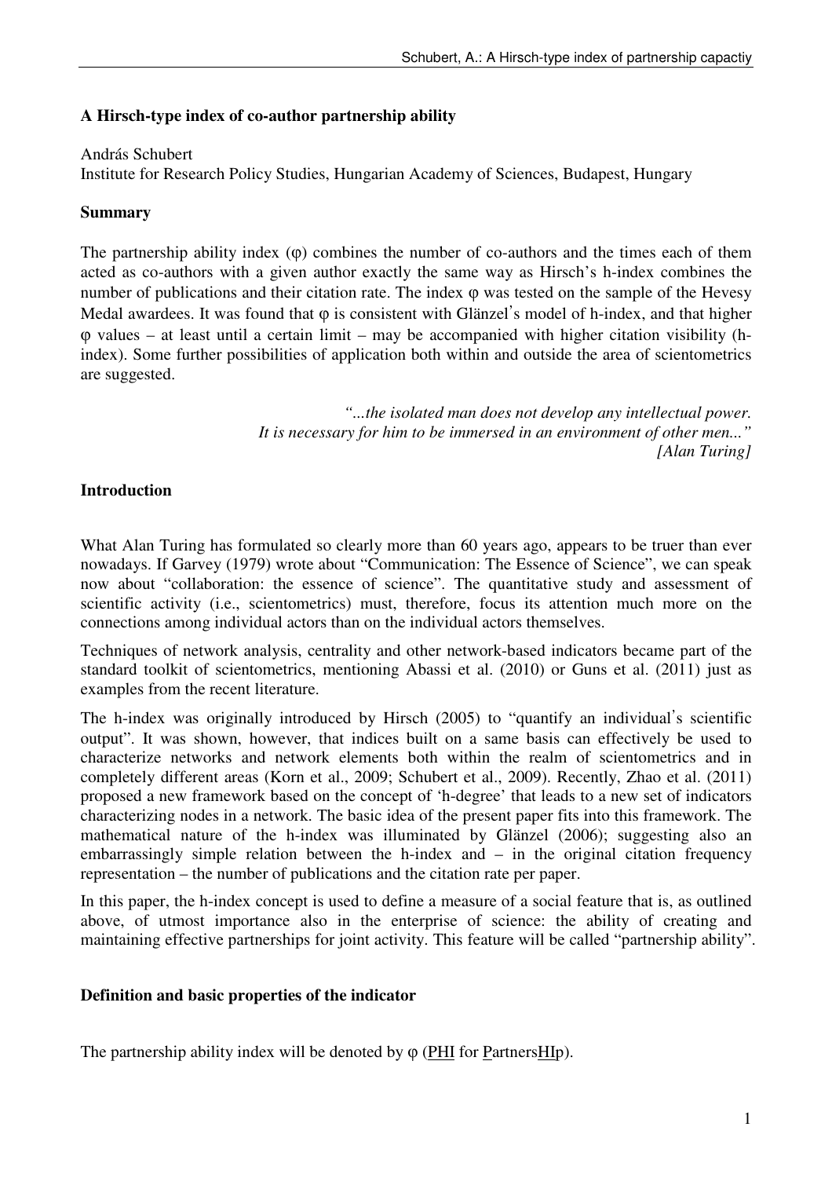**A Hirsch-type index of co-author partnership ability**

András Schubert
Institute for Research Policy Studies, Hungarian Academy of Sciences, Budapest, Hungary

**Summary**

The partnership ability index (φ) combines the number of co-authors and the times each of them acted as co-authors with a given author exactly the same way as Hirsch's h-index combines the number of publications and their citation rate. The index φ was tested on the sample of the Hevesy Medal awardees. It was found that φ is consistent with Glänzel's model of h-index, and that higher φ values – at least until a certain limit – may be accompanied with higher citation visibility (h-index). Some further possibilities of application both within and outside the area of scientometrics are suggested.

> *"...the isolated man does not develop any intellectual power. It is necessary for him to be immersed in an environment of other men..."*
> *[Alan Turing]*

**Introduction**

What Alan Turing has formulated so clearly more than 60 years ago, appears to be truer than ever nowadays. If Garvey (1979) wrote about "Communication: The Essence of Science", we can speak now about "collaboration: the essence of science". The quantitative study and assessment of scientific activity (i.e., scientometrics) must, therefore, focus its attention much more on the connections among individual actors than on the individual actors themselves.

Techniques of network analysis, centrality and other network-based indicators became part of the standard toolkit of scientometrics, mentioning Abassi et al. (2010) or Guns et al. (2011) just as examples from the recent literature.

The h-index was originally introduced by Hirsch (2005) to "quantify an individual's scientific output". It was shown, however, that indices built on a same basis can effectively be used to characterize networks and network elements both within the realm of scientometrics and in completely different areas (Korn et al., 2009; Schubert et al., 2009). Recently, Zhao et al. (2011) proposed a new framework based on the concept of 'h-degree' that leads to a new set of indicators characterizing nodes in a network. The basic idea of the present paper fits into this framework. The mathematical nature of the h-index was illuminated by Glänzel (2006); suggesting also an embarrassingly simple relation between the h-index and – in the original citation frequency representation – the number of publications and the citation rate per paper.

In this paper, the h-index concept is used to define a measure of a social feature that is, as outlined above, of utmost importance also in the enterprise of science: the ability of creating and maintaining effective partnerships for joint activity. This feature will be called "partnership ability".

**Definition and basic properties of the indicator**

The partnership ability index will be denoted by φ (<u>PHI</u> for <u>P</u>artners<u>HI</u>p).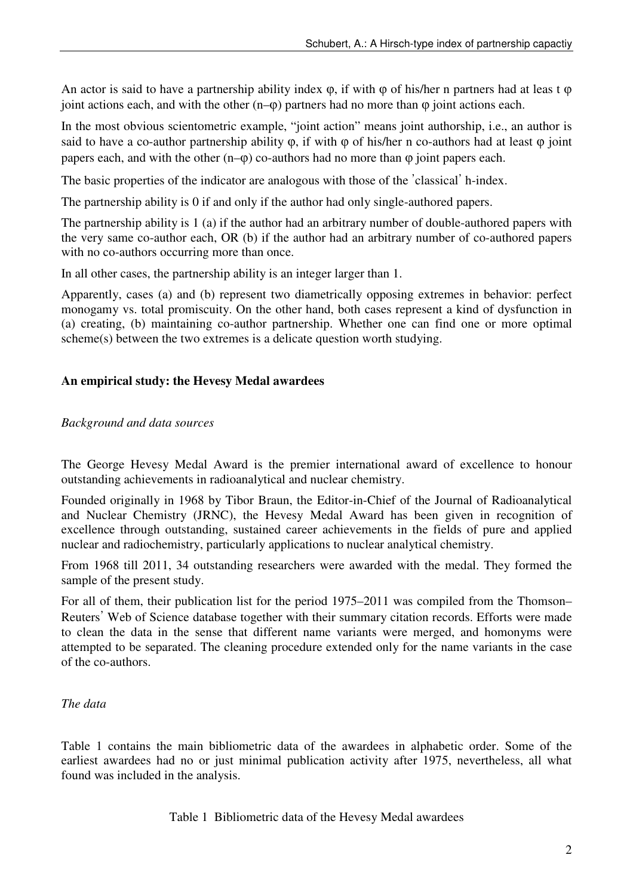An actor is said to have a partnership ability index φ, if with φ of his/her n partners had at leas t φ joint actions each, and with the other (n–φ) partners had no more than φ joint actions each.

In the most obvious scientometric example, "joint action" means joint authorship, i.e., an author is said to have a co-author partnership ability φ, if with φ of his/her n co-authors had at least φ joint papers each, and with the other (n–φ) co-authors had no more than φ joint papers each.

The basic properties of the indicator are analogous with those of the 'classical' h-index.

The partnership ability is 0 if and only if the author had only single-authored papers.

The partnership ability is 1 (a) if the author had an arbitrary number of double-authored papers with the very same co-author each, OR (b) if the author had an arbitrary number of co-authored papers with no co-authors occurring more than once.

In all other cases, the partnership ability is an integer larger than 1.

Apparently, cases (a) and (b) represent two diametrically opposing extremes in behavior: perfect monogamy vs. total promiscuity. On the other hand, both cases represent a kind of dysfunction in (a) creating, (b) maintaining co-author partnership. Whether one can find one or more optimal scheme(s) between the two extremes is a delicate question worth studying.

## An empirical study: the Hevesy Medal awardees

### *Background and data sources*

The George Hevesy Medal Award is the premier international award of excellence to honour outstanding achievements in radioanalytical and nuclear chemistry.

Founded originally in 1968 by Tibor Braun, the Editor-in-Chief of the Journal of Radioanalytical and Nuclear Chemistry (JRNC), the Hevesy Medal Award has been given in recognition of excellence through outstanding, sustained career achievements in the fields of pure and applied nuclear and radiochemistry, particularly applications to nuclear analytical chemistry.

From 1968 till 2011, 34 outstanding researchers were awarded with the medal. They formed the sample of the present study.

For all of them, their publication list for the period 1975–2011 was compiled from the Thomson–Reuters' Web of Science database together with their summary citation records. Efforts were made to clean the data in the sense that different name variants were merged, and homonyms were attempted to be separated. The cleaning procedure extended only for the name variants in the case of the co-authors.

### *The data*

Table 1 contains the main bibliometric data of the awardees in alphabetic order. Some of the earliest awardees had no or just minimal publication activity after 1975, nevertheless, all what found was included in the analysis.

Table 1 Bibliometric data of the Hevesy Medal awardees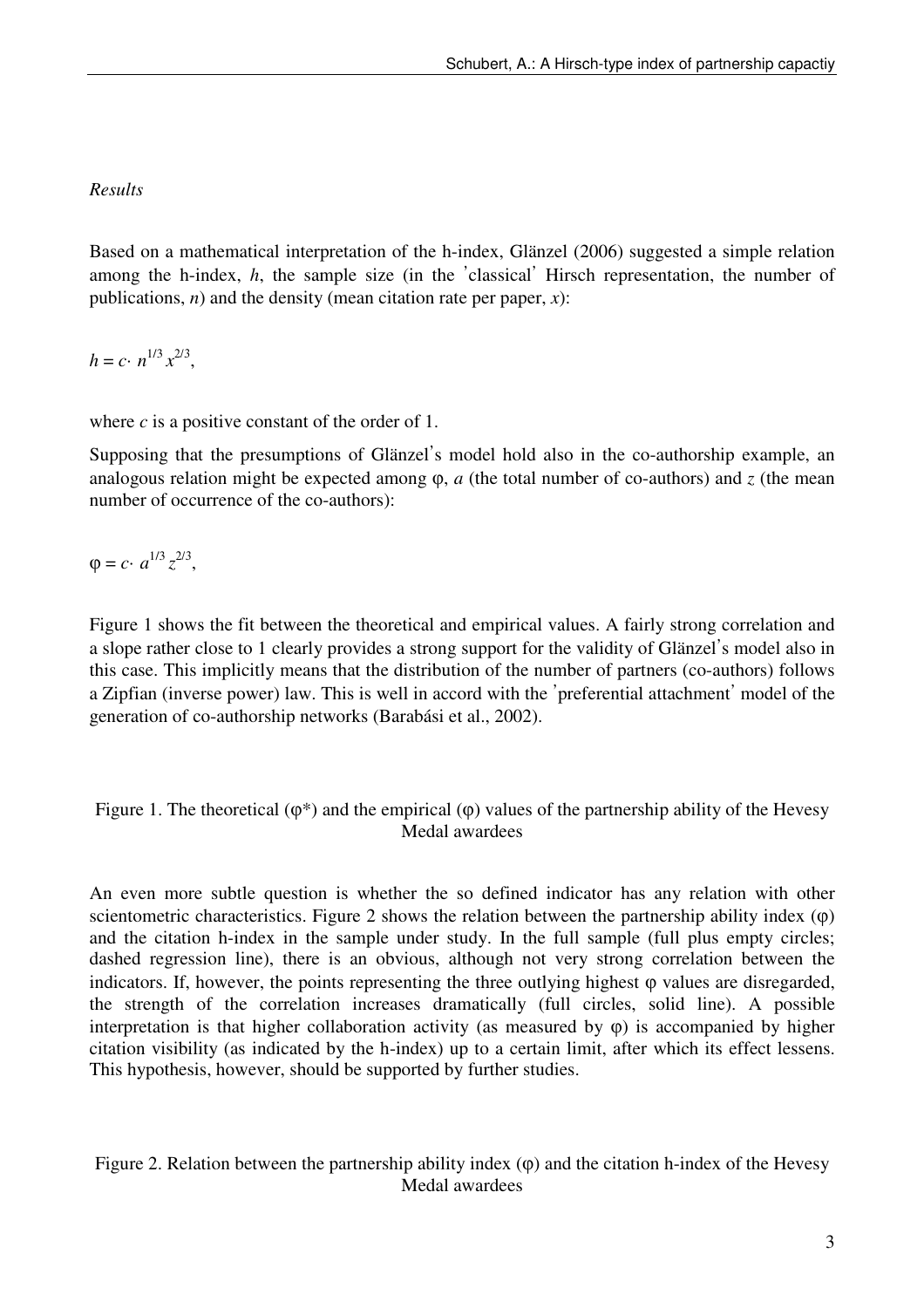*Results*

Based on a mathematical interpretation of the h-index, Glänzel (2006) suggested a simple relation among the h-index, $h$, the sample size (in the 'classical' Hirsch representation, the number of publications, $n$) and the density (mean citation rate per paper, $x$):

$$h = c \cdot n^{1/3} x^{2/3},$$

where $c$ is a positive constant of the order of 1.

Supposing that the presumptions of Glänzel's model hold also in the co-authorship example, an analogous relation might be expected among $\varphi$, $a$ (the total number of co-authors) and $z$ (the mean number of occurrence of the co-authors):

$$\varphi = c \cdot a^{1/3} z^{2/3},$$

Figure 1 shows the fit between the theoretical and empirical values. A fairly strong correlation and a slope rather close to 1 clearly provides a strong support for the validity of Glänzel's model also in this case. This implicitly means that the distribution of the number of partners (co-authors) follows a Zipfian (inverse power) law. This is well in accord with the 'preferential attachment' model of the generation of co-authorship networks (Barabási et al., 2002).

Figure 1. The theoretical ($\varphi^*$) and the empirical ($\varphi$) values of the partnership ability of the Hevesy Medal awardees

An even more subtle question is whether the so defined indicator has any relation with other scientometric characteristics. Figure 2 shows the relation between the partnership ability index ($\varphi$) and the citation h-index in the sample under study. In the full sample (full plus empty circles; dashed regression line), there is an obvious, although not very strong correlation between the indicators. If, however, the points representing the three outlying highest $\varphi$ values are disregarded, the strength of the correlation increases dramatically (full circles, solid line). A possible interpretation is that higher collaboration activity (as measured by $\varphi$) is accompanied by higher citation visibility (as indicated by the h-index) up to a certain limit, after which its effect lessens. This hypothesis, however, should be supported by further studies.

Figure 2. Relation between the partnership ability index ($\varphi$) and the citation h-index of the Hevesy Medal awardees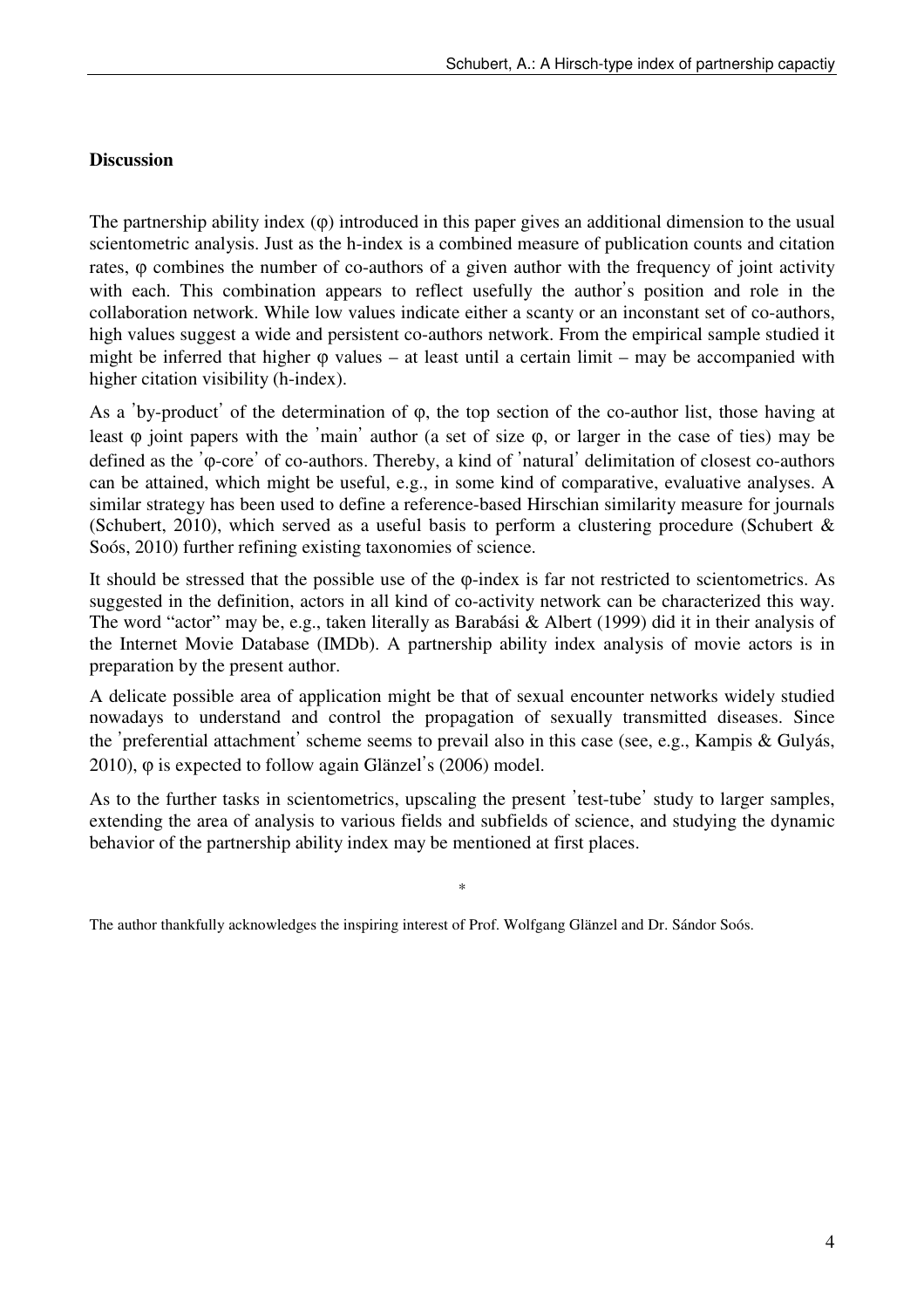**Discussion**

The partnership ability index ($\varphi$) introduced in this paper gives an additional dimension to the usual scientometric analysis. Just as the h-index is a combined measure of publication counts and citation rates, $\varphi$ combines the number of co-authors of a given author with the frequency of joint activity with each. This combination appears to reflect usefully the author's position and role in the collaboration network. While low values indicate either a scanty or an inconstant set of co-authors, high values suggest a wide and persistent co-authors network. From the empirical sample studied it might be inferred that higher $\varphi$ values – at least until a certain limit – may be accompanied with higher citation visibility (h-index).

As a 'by-product' of the determination of $\varphi$, the top section of the co-author list, those having at least $\varphi$ joint papers with the 'main' author (a set of size $\varphi$, or larger in the case of ties) may be defined as the '$\varphi$-core' of co-authors. Thereby, a kind of 'natural' delimitation of closest co-authors can be attained, which might be useful, e.g., in some kind of comparative, evaluative analyses. A similar strategy has been used to define a reference-based Hirschian similarity measure for journals (Schubert, 2010), which served as a useful basis to perform a clustering procedure (Schubert & Soós, 2010) further refining existing taxonomies of science.

It should be stressed that the possible use of the $\varphi$-index is far not restricted to scientometrics. As suggested in the definition, actors in all kind of co-activity network can be characterized this way. The word "actor" may be, e.g., taken literally as Barabási & Albert (1999) did it in their analysis of the Internet Movie Database (IMDb). A partnership ability index analysis of movie actors is in preparation by the present author.

A delicate possible area of application might be that of sexual encounter networks widely studied nowadays to understand and control the propagation of sexually transmitted diseases. Since the 'preferential attachment' scheme seems to prevail also in this case (see, e.g., Kampis & Gulyás, 2010), $\varphi$ is expected to follow again Glänzel's (2006) model.

As to the further tasks in scientometrics, upscaling the present 'test-tube' study to larger samples, extending the area of analysis to various fields and subfields of science, and studying the dynamic behavior of the partnership ability index may be mentioned at first places.

*

The author thankfully acknowledges the inspiring interest of Prof. Wolfgang Glänzel and Dr. Sándor Soós.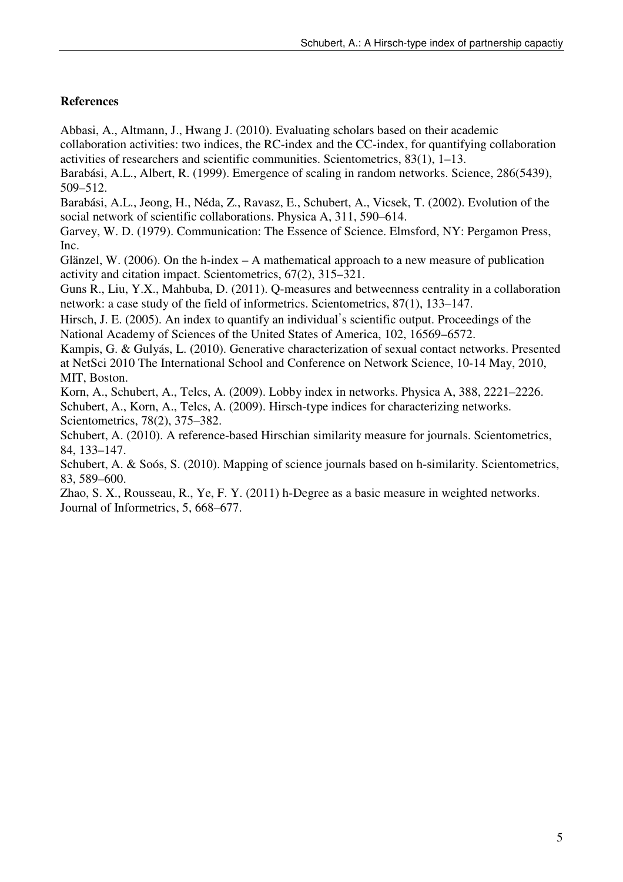## References

Abbasi, A., Altmann, J., Hwang J. (2010). Evaluating scholars based on their academic collaboration activities: two indices, the RC-index and the CC-index, for quantifying collaboration activities of researchers and scientific communities. Scientometrics, 83(1), 1–13.

Barabási, A.L., Albert, R. (1999). Emergence of scaling in random networks. Science, 286(5439), 509–512.

Barabási, A.L., Jeong, H., Néda, Z., Ravasz, E., Schubert, A., Vicsek, T. (2002). Evolution of the social network of scientific collaborations. Physica A, 311, 590–614.

Garvey, W. D. (1979). Communication: The Essence of Science. Elmsford, NY: Pergamon Press, Inc.

Glänzel, W. (2006). On the h-index – A mathematical approach to a new measure of publication activity and citation impact. Scientometrics, 67(2), 315–321.

Guns R., Liu, Y.X., Mahbuba, D. (2011). Q-measures and betweenness centrality in a collaboration network: a case study of the field of informetrics. Scientometrics, 87(1), 133–147.

Hirsch, J. E. (2005). An index to quantify an individual's scientific output. Proceedings of the National Academy of Sciences of the United States of America, 102, 16569–6572.

Kampis, G. & Gulyás, L. (2010). Generative characterization of sexual contact networks. Presented at NetSci 2010 The International School and Conference on Network Science, 10-14 May, 2010, MIT, Boston.

Korn, A., Schubert, A., Telcs, A. (2009). Lobby index in networks. Physica A, 388, 2221–2226.

Schubert, A., Korn, A., Telcs, A. (2009). Hirsch-type indices for characterizing networks. Scientometrics, 78(2), 375–382.

Schubert, A. (2010). A reference-based Hirschian similarity measure for journals. Scientometrics, 84, 133–147.

Schubert, A. & Soós, S. (2010). Mapping of science journals based on h-similarity. Scientometrics, 83, 589–600.

Zhao, S. X., Rousseau, R., Ye, F. Y. (2011) h-Degree as a basic measure in weighted networks. Journal of Informetrics, 5, 668–677.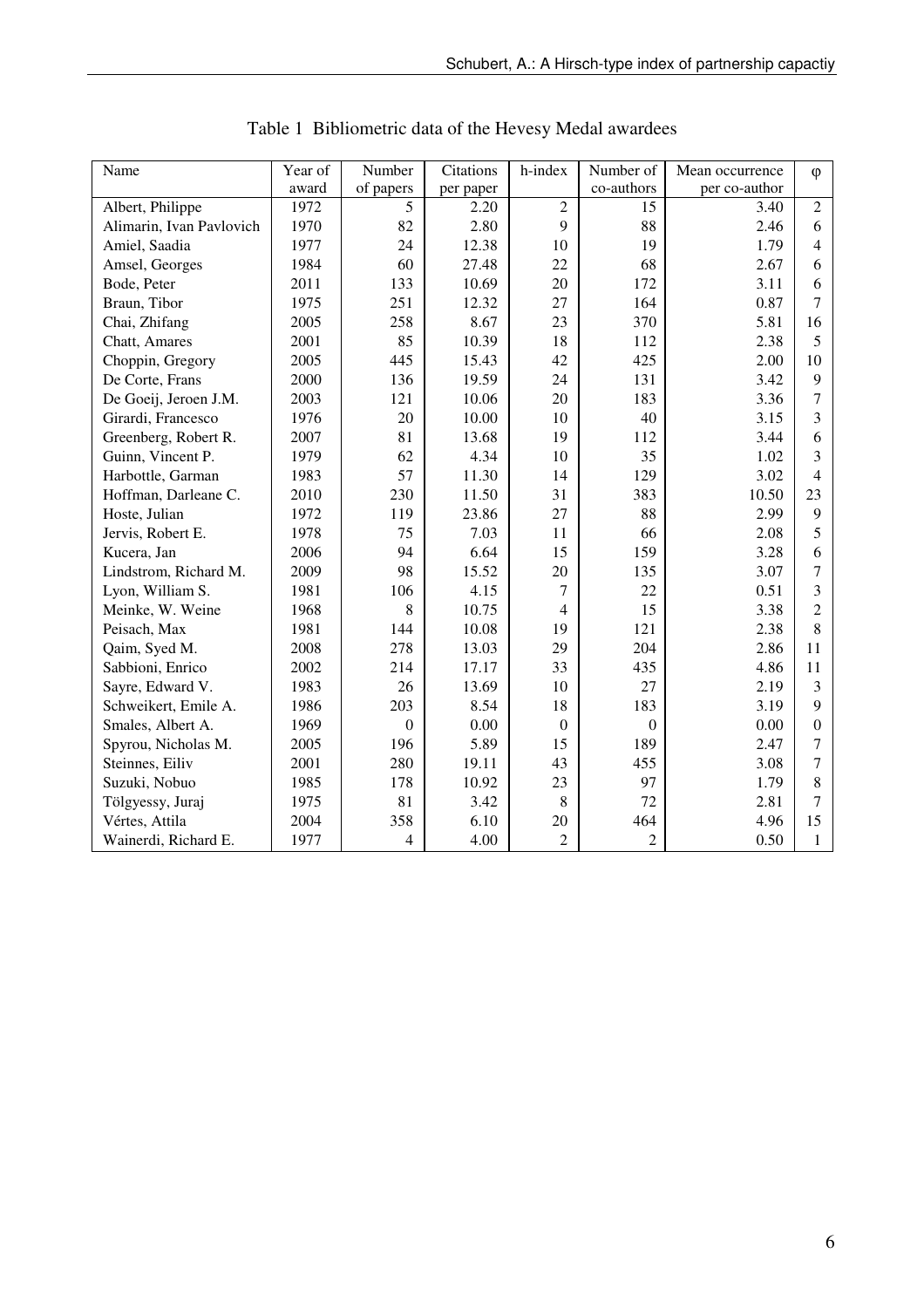Table 1 Bibliometric data of the Hevesy Medal awardees

| Name | Year of award | Number of papers | Citations per paper | h-index | Number of co-authors | Mean occurrence per co-author | φ |
|---|---|---|---|---|---|---|---|
| Albert, Philippe | 1972 | 5 | 2.20 | 2 | 15 | 3.40 | 2 |
| Alimarin, Ivan Pavlovich | 1970 | 82 | 2.80 | 9 | 88 | 2.46 | 6 |
| Amiel, Saadia | 1977 | 24 | 12.38 | 10 | 19 | 1.79 | 4 |
| Amsel, Georges | 1984 | 60 | 27.48 | 22 | 68 | 2.67 | 6 |
| Bode, Peter | 2011 | 133 | 10.69 | 20 | 172 | 3.11 | 6 |
| Braun, Tibor | 1975 | 251 | 12.32 | 27 | 164 | 0.87 | 7 |
| Chai, Zhifang | 2005 | 258 | 8.67 | 23 | 370 | 5.81 | 16 |
| Chatt, Amares | 2001 | 85 | 10.39 | 18 | 112 | 2.38 | 5 |
| Choppin, Gregory | 2005 | 445 | 15.43 | 42 | 425 | 2.00 | 10 |
| De Corte, Frans | 2000 | 136 | 19.59 | 24 | 131 | 3.42 | 9 |
| De Goeij, Jeroen J.M. | 2003 | 121 | 10.06 | 20 | 183 | 3.36 | 7 |
| Girardi, Francesco | 1976 | 20 | 10.00 | 10 | 40 | 3.15 | 3 |
| Greenberg, Robert R. | 2007 | 81 | 13.68 | 19 | 112 | 3.44 | 6 |
| Guinn, Vincent P. | 1979 | 62 | 4.34 | 10 | 35 | 1.02 | 3 |
| Harbottle, Garman | 1983 | 57 | 11.30 | 14 | 129 | 3.02 | 4 |
| Hoffman, Darleane C. | 2010 | 230 | 11.50 | 31 | 383 | 10.50 | 23 |
| Hoste, Julian | 1972 | 119 | 23.86 | 27 | 88 | 2.99 | 9 |
| Jervis, Robert E. | 1978 | 75 | 7.03 | 11 | 66 | 2.08 | 5 |
| Kucera, Jan | 2006 | 94 | 6.64 | 15 | 159 | 3.28 | 6 |
| Lindstrom, Richard M. | 2009 | 98 | 15.52 | 20 | 135 | 3.07 | 7 |
| Lyon, William S. | 1981 | 106 | 4.15 | 7 | 22 | 0.51 | 3 |
| Meinke, W. Weine | 1968 | 8 | 10.75 | 4 | 15 | 3.38 | 2 |
| Peisach, Max | 1981 | 144 | 10.08 | 19 | 121 | 2.38 | 8 |
| Qaim, Syed M. | 2008 | 278 | 13.03 | 29 | 204 | 2.86 | 11 |
| Sabbioni, Enrico | 2002 | 214 | 17.17 | 33 | 435 | 4.86 | 11 |
| Sayre, Edward V. | 1983 | 26 | 13.69 | 10 | 27 | 2.19 | 3 |
| Schweikert, Emile A. | 1986 | 203 | 8.54 | 18 | 183 | 3.19 | 9 |
| Smales, Albert A. | 1969 | 0 | 0.00 | 0 | 0 | 0.00 | 0 |
| Spyrou, Nicholas M. | 2005 | 196 | 5.89 | 15 | 189 | 2.47 | 7 |
| Steinnes, Eiliv | 2001 | 280 | 19.11 | 43 | 455 | 3.08 | 7 |
| Suzuki, Nobuo | 1985 | 178 | 10.92 | 23 | 97 | 1.79 | 8 |
| Tölgyessy, Juraj | 1975 | 81 | 3.42 | 8 | 72 | 2.81 | 7 |
| Vértes, Attila | 2004 | 358 | 6.10 | 20 | 464 | 4.96 | 15 |
| Wainerdi, Richard E. | 1977 | 4 | 4.00 | 2 | 2 | 0.50 | 1 |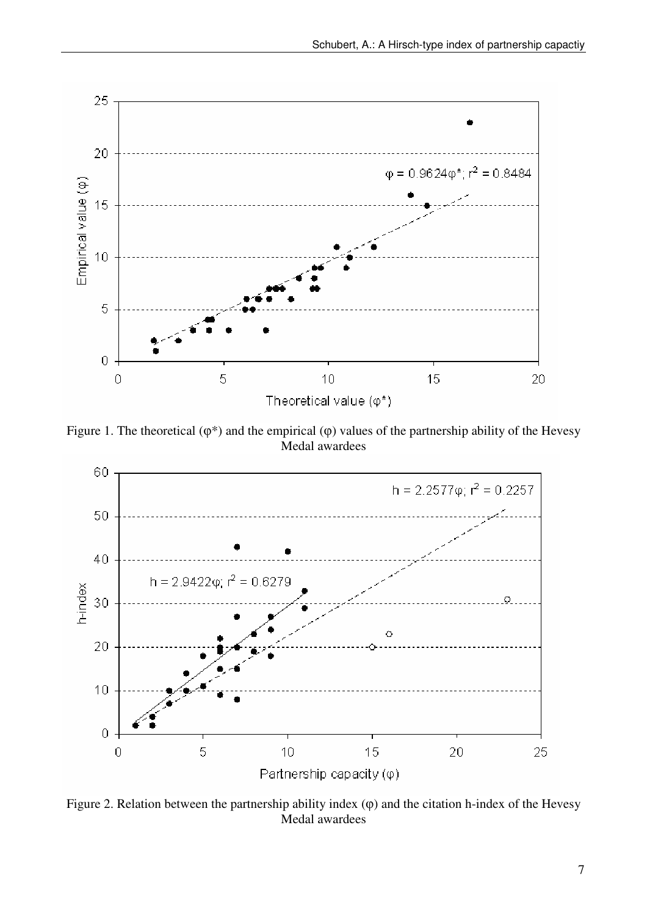25

20

15

10

5

0

0 5 10 15 20

Empirical value (φ)

Theoretical value (φ*)

$\varphi = 0.9624\varphi^*$; $r^2 = 0.8484$

Figure 1. The theoretical (φ*) and the empirical (φ) values of the partnership ability of the Hevesy Medal awardees

60

50

40

30

20

10

0

0 5 10 15 20 25

h-index

Partnership capacity (φ)

$h = 2.2577\varphi$; $r^2 = 0.2257$

$h = 2.9422\varphi$; $r^2 = 0.6279$

Figure 2. Relation between the partnership ability index (φ) and the citation h-index of the Hevesy Medal awardees